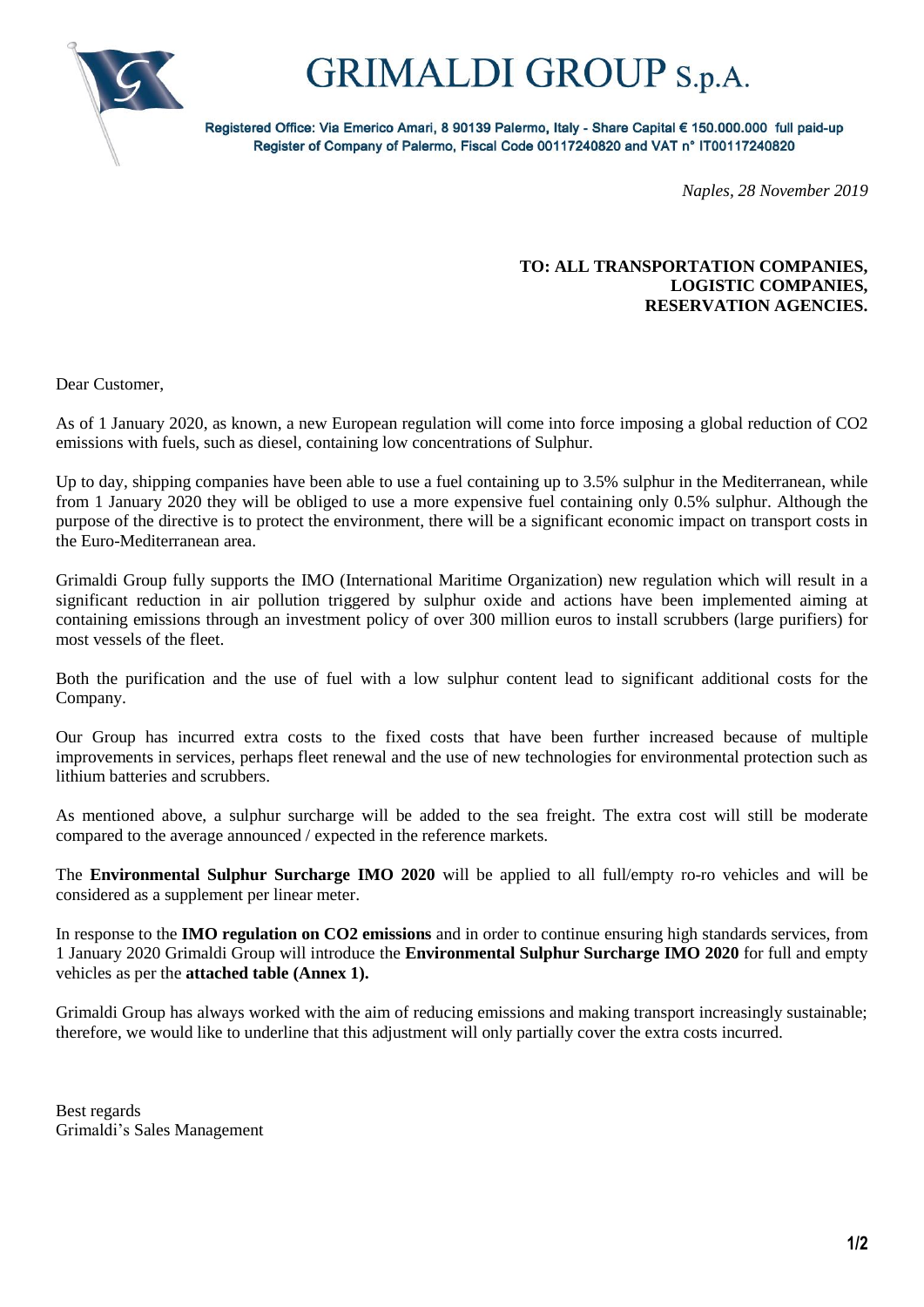# GRIMALDI GROUP S.p.A.

**Registered Office: Via Emerico Amari, 8 90139 Palermo, Italy - Share Capital € 150.000.000 full paid-up**
**Register of Company of Palermo, Fiscal Code 00117240820 and VAT n° IT00117240820**

*Naples, 28 November 2019*

**TO: ALL TRANSPORTATION COMPANIES,**
**LOGISTIC COMPANIES,**
**RESERVATION AGENCIES.**

Dear Customer,

As of 1 January 2020, as known, a new European regulation will come into force imposing a global reduction of $CO_2$ emissions with fuels, such as diesel, containing low concentrations of Sulphur.

Up to day, shipping companies have been able to use a fuel containing up to 3.5% sulphur in the Mediterranean, while from 1 January 2020 they will be obliged to use a more expensive fuel containing only 0.5% sulphur. Although the purpose of the directive is to protect the environment, there will be a significant economic impact on transport costs in the Euro-Mediterranean area.

Grimaldi Group fully supports the IMO (International Maritime Organization) new regulation which will result in a significant reduction in air pollution triggered by sulphur oxide and actions have been implemented aiming at containing emissions through an investment policy of over 300 million euros to install scrubbers (large purifiers) for most vessels of the fleet.

Both the purification and the use of fuel with a low sulphur content lead to significant additional costs for the Company.

Our Group has incurred extra costs to the fixed costs that have been further increased because of multiple improvements in services, perhaps fleet renewal and the use of new technologies for environmental protection such as lithium batteries and scrubbers.

As mentioned above, a sulphur surcharge will be added to the sea freight. The extra cost will still be moderate compared to the average announced / expected in the reference markets.

The **Environmental Sulphur Surcharge IMO 2020** will be applied to all full/empty ro-ro vehicles and will be considered as a supplement per linear meter.

In response to the **IMO regulation on $CO_2$ emissions** and in order to continue ensuring high standards services, from 1 January 2020 Grimaldi Group will introduce the **Environmental Sulphur Surcharge IMO 2020** for full and empty vehicles as per the **attached table (Annex 1).**

Grimaldi Group has always worked with the aim of reducing emissions and making transport increasingly sustainable; therefore, we would like to underline that this adjustment will only partially cover the extra costs incurred.

Best regards
Grimaldi's Sales Management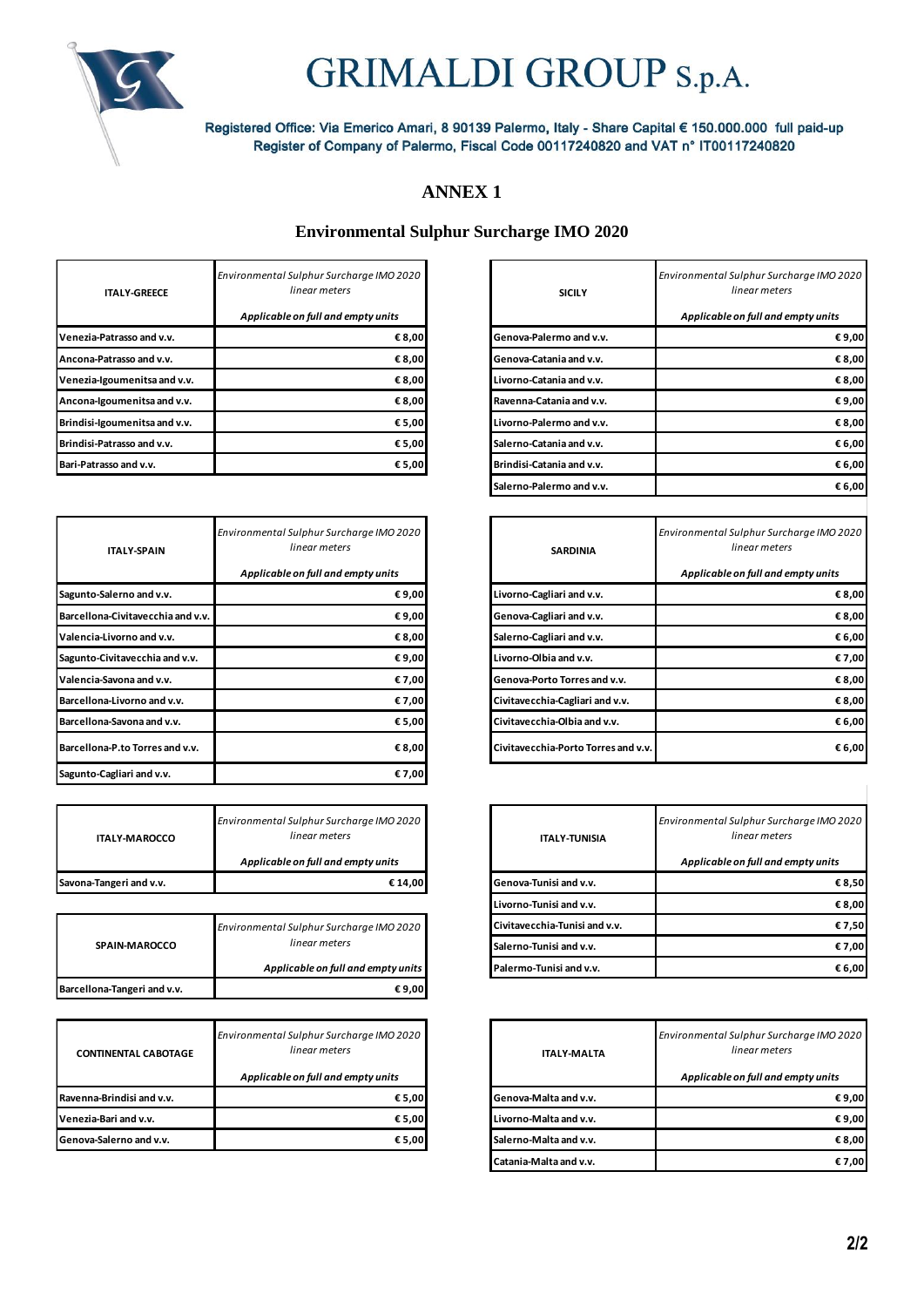# GRIMALDI GROUP S.p.A.

Registered Office: Via Emerico Amari, 8 90139 Palermo, Italy - Share Capital € 150.000.000 full paid-up
Register of Company of Palermo, Fiscal Code 00117240820 and VAT n° IT00117240820

## ANNEX 1

### Environmental Sulphur Surcharge IMO 2020

| ITALY-GREECE | *Environmental Sulphur Surcharge IMO 2020 linear meters* *Applicable on full and empty units* |
|---|---|
| Venezia-Patrasso and v.v. | € 8,00 |
| Ancona-Patrasso and v.v. | € 8,00 |
| Venezia-Igoumenitsa and v.v. | € 8,00 |
| Ancona-Igoumenitsa and v.v. | € 8,00 |
| Brindisi-Igoumenitsa and v.v. | € 5,00 |
| Brindisi-Patrasso and v.v. | € 5,00 |
| Bari-Patrasso and v.v. | € 5,00 |

| SICILY | *Environmental Sulphur Surcharge IMO 2020 linear meters* *Applicable on full and empty units* |
|---|---|
| Genova-Palermo and v.v. | € 9,00 |
| Genova-Catania and v.v. | € 8,00 |
| Livorno-Catania and v.v. | € 8,00 |
| Ravenna-Catania and v.v. | € 9,00 |
| Livorno-Palermo and v.v. | € 8,00 |
| Salerno-Catania and v.v. | € 6,00 |
| Brindisi-Catania and v.v. | € 6,00 |
| Salerno-Palermo and v.v. | € 6,00 |

| ITALY-SPAIN | *Environmental Sulphur Surcharge IMO 2020 linear meters* *Applicable on full and empty units* |
|---|---|
| Sagunto-Salerno and v.v. | € 9,00 |
| Barcellona-Civitavecchia and v.v. | € 9,00 |
| Valencia-Livorno and v.v. | € 8,00 |
| Sagunto-Civitavecchia and v.v. | € 9,00 |
| Valencia-Savona and v.v. | € 7,00 |
| Barcellona-Livorno and v.v. | € 7,00 |
| Barcellona-Savona and v.v. | € 5,00 |
| Barcellona-P.to Torres and v.v. | € 8,00 |
| Sagunto-Cagliari and v.v. | € 7,00 |

| SARDINIA | *Environmental Sulphur Surcharge IMO 2020 linear meters* *Applicable on full and empty units* |
|---|---|
| Livorno-Cagliari and v.v. | € 8,00 |
| Genova-Cagliari and v.v. | € 8,00 |
| Salerno-Cagliari and v.v. | € 6,00 |
| Livorno-Olbia and v.v. | € 7,00 |
| Genova-Porto Torres and v.v. | € 8,00 |
| Civitavecchia-Cagliari and v.v. | € 8,00 |
| Civitavecchia-Olbia and v.v. | € 6,00 |
| Civitavecchia-Porto Torres and v.v. | € 6,00 |

| ITALY-MAROCCO | *Environmental Sulphur Surcharge IMO 2020 linear meters* *Applicable on full and empty units* |
|---|---|
| Savona-Tangeri and v.v. | € 14,00 |

| SPAIN-MAROCCO | *Environmental Sulphur Surcharge IMO 2020 linear meters* *Applicable on full and empty units* |
|---|---|
| Barcellona-Tangeri and v.v. | € 9,00 |

| ITALY-TUNISIA | *Environmental Sulphur Surcharge IMO 2020 linear meters* *Applicable on full and empty units* |
|---|---|
| Genova-Tunisi and v.v. | € 8,50 |
| Livorno-Tunisi and v.v. | € 8,00 |
| Civitavecchia-Tunisi and v.v. | € 7,50 |
| Salerno-Tunisi and v.v. | € 7,00 |
| Palermo-Tunisi and v.v. | € 6,00 |

| CONTINENTAL CABOTAGE | *Environmental Sulphur Surcharge IMO 2020 linear meters* *Applicable on full and empty units* |
|---|---|
| Ravenna-Brindisi and v.v. | € 5,00 |
| Venezia-Bari and v.v. | € 5,00 |
| Genova-Salerno and v.v. | € 5,00 |

| ITALY-MALTA | *Environmental Sulphur Surcharge IMO 2020 linear meters* *Applicable on full and empty units* |
|---|---|
| Genova-Malta and v.v. | € 9,00 |
| Livorno-Malta and v.v. | € 9,00 |
| Salerno-Malta and v.v. | € 8,00 |
| Catania-Malta and v.v. | € 7,00 |